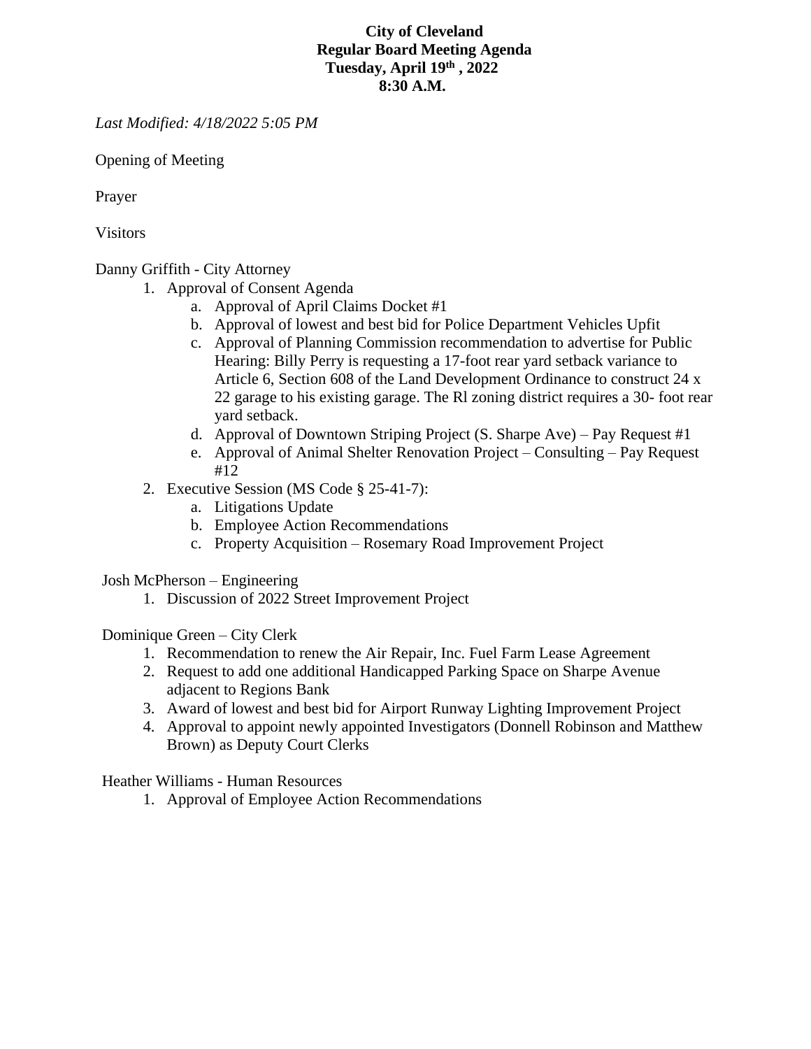**City of Cleveland**
**Regular Board Meeting Agenda**
**Tuesday, April 19th , 2022**
**8:30 A.M.**

*Last Modified: 4/18/2022 5:05 PM*

Opening of Meeting

Prayer

Visitors

Danny Griffith - City Attorney

1. Approval of Consent Agenda
   a. Approval of April Claims Docket #1
   b. Approval of lowest and best bid for Police Department Vehicles Upfit
   c. Approval of Planning Commission recommendation to advertise for Public Hearing: Billy Perry is requesting a 17-foot rear yard setback variance to Article 6, Section 608 of the Land Development Ordinance to construct 24 x 22 garage to his existing garage. The Rl zoning district requires a 30- foot rear yard setback.
   d. Approval of Downtown Striping Project (S. Sharpe Ave) – Pay Request #1
   e. Approval of Animal Shelter Renovation Project – Consulting – Pay Request #12
2. Executive Session (MS Code § 25-41-7):
   a. Litigations Update
   b. Employee Action Recommendations
   c. Property Acquisition – Rosemary Road Improvement Project

Josh McPherson – Engineering

1. Discussion of 2022 Street Improvement Project

Dominique Green – City Clerk

1. Recommendation to renew the Air Repair, Inc. Fuel Farm Lease Agreement
2. Request to add one additional Handicapped Parking Space on Sharpe Avenue adjacent to Regions Bank
3. Award of lowest and best bid for Airport Runway Lighting Improvement Project
4. Approval to appoint newly appointed Investigators (Donnell Robinson and Matthew Brown) as Deputy Court Clerks

Heather Williams - Human Resources

1. Approval of Employee Action Recommendations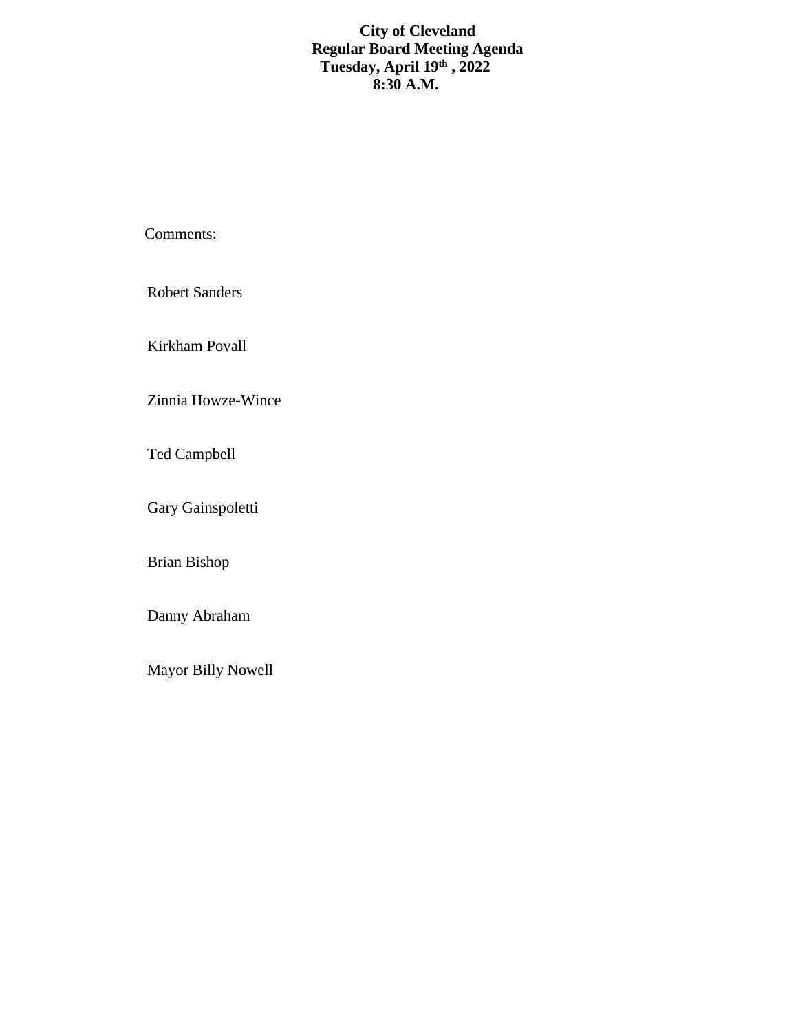**City of Cleveland**
**Regular Board Meeting Agenda**
**Tuesday, April 19th, 2022**
**8:30 A.M.**

Comments:

Robert Sanders

Kirkham Povall

Zinnia Howze-Wince

Ted Campbell

Gary Gainspoletti

Brian Bishop

Danny Abraham

Mayor Billy Nowell